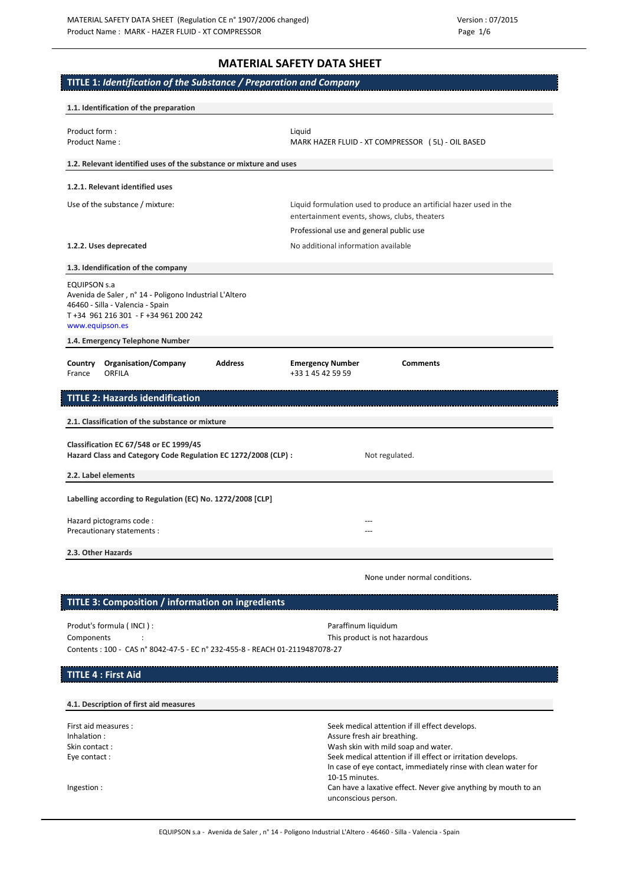# MATERIAL SAFETY DATA SHEET

## TITLE 1: *Identification of the Substance / Preparation and Company*

### 1.1. Identification of the preparation

Product form : Liquid

Product Name : MARK HAZER FLUID - XT COMPRESSOR ( 5L) - OIL BASED

### 1.2. Relevant identified uses of the substance or mixture and uses

**1.2.1. Relevant identified uses**

Use of the substance / mixture: Liquid formulation used to produce an artificial hazer used in the entertainment events, shows, clubs, theaters

Professional use and general public use

**1.2.2. Uses deprecated** No additional information available

### 1.3. Idendification of the company

EQUIPSON s.a
Avenida de Saler , n° 14 - Poligono Industrial L'Altero
46460 - Silla - Valencia - Spain
T +34 961 216 301 - F +34 961 200 242
www.equipson.es

### 1.4. Emergency Telephone Number

| Country | Organisation/Company | Address | Emergency Number | Comments |
|---|---|---|---|---|
| France | ORFILA | | +33 1 45 42 59 59 | |

## TITLE 2: Hazards idendification

### 2.1. Classification of the substance or mixture

**Classification EC 67/548 or EC 1999/45**
**Hazard Class and Category Code Regulation EC 1272/2008 (CLP) :** Not regulated.

### 2.2. Label elements

**Labelling according to Regulation (EC) No. 1272/2008 [CLP]**

Hazard pictograms code : ---
Precautionary statements : ---

### 2.3. Other Hazards

None under normal conditions.

## TITLE 3: Composition / information on ingredients

Produt's formula ( INCI ) : Paraffinum liquidum
Components : This product is not hazardous
Contents : 100 - CAS n° 8042-47-5 - EC n° 232-455-8 - REACH 01-2119487078-27

## TITLE 4 : First Aid

### 4.1. Description of first aid measures

First aid measures : Seek medical attention if ill effect develops.
Inhalation : Assure fresh air breathing.
Skin contact : Wash skin with mild soap and water.
Eye contact : Seek medical attention if ill effect or irritation develops.
In case of eye contact, immediately rinse with clean water for 10-15 minutes.
Ingestion : Can have a laxative effect. Never give anything by mouth to an unconscious person.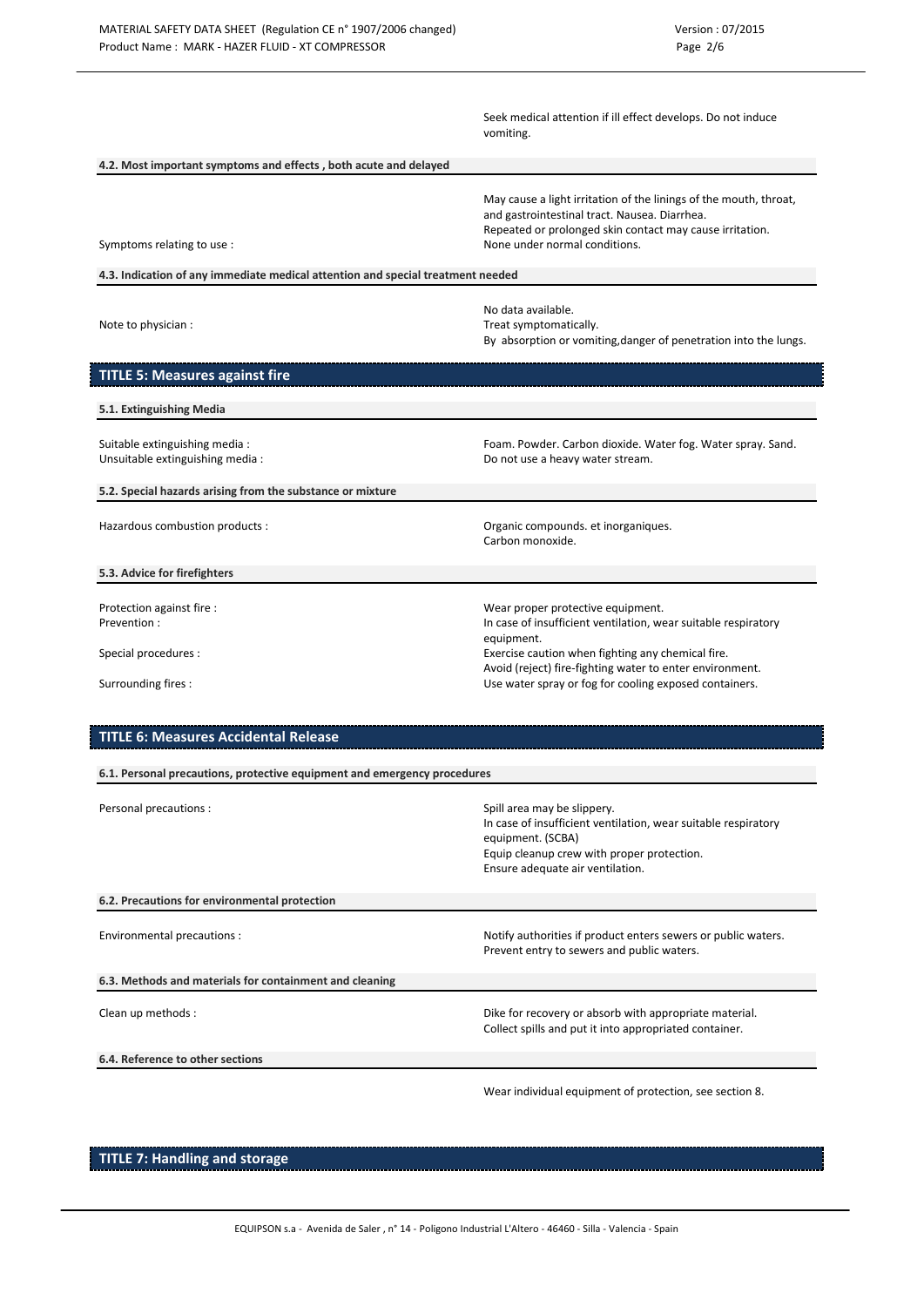Seek medical attention if ill effect develops. Do not induce vomiting.

#### 4.2. Most important symptoms and effects , both acute and delayed

May cause a light irritation of the linings of the mouth, throat, and gastrointestinal tract. Nausea. Diarrhea.
Repeated or prolonged skin contact may cause irritation.

Symptoms relating to use : None under normal conditions.

#### 4.3. Indication of any immediate medical attention and special treatment needed

No data available.

Note to physician : Treat symptomatically.
By absorption or vomiting,danger of penetration into the lungs.

## TITLE 5: Measures against fire

#### 5.1. Extinguishing Media

Suitable extinguishing media : Foam. Powder. Carbon dioxide. Water fog. Water spray. Sand.

Unsuitable extinguishing media : Do not use a heavy water stream.

#### 5.2. Special hazards arising from the substance or mixture

Hazardous combustion products : Organic compounds. et inorganiques.
Carbon monoxide.

#### 5.3. Advice for firefighters

Protection against fire : Wear proper protective equipment.

Prevention : In case of insufficient ventilation, wear suitable respiratory equipment.

Special procedures : Exercise caution when fighting any chemical fire.
Avoid (reject) fire-fighting water to enter environment.

Surrounding fires : Use water spray or fog for cooling exposed containers.

## TITLE 6: Measures Accidental Release

#### 6.1. Personal precautions, protective equipment and emergency procedures

Personal precautions : Spill area may be slippery.
In case of insufficient ventilation, wear suitable respiratory equipment. (SCBA)
Equip cleanup crew with proper protection.
Ensure adequate air ventilation.

#### 6.2. Precautions for environmental protection

Environmental precautions : Notify authorities if product enters sewers or public waters.
Prevent entry to sewers and public waters.

#### 6.3. Methods and materials for containment and cleaning

Clean up methods : Dike for recovery or absorb with appropriate material.
Collect spills and put it into appropriated container.

#### 6.4. Reference to other sections

Wear individual equipment of protection, see section 8.

## TITLE 7: Handling and storage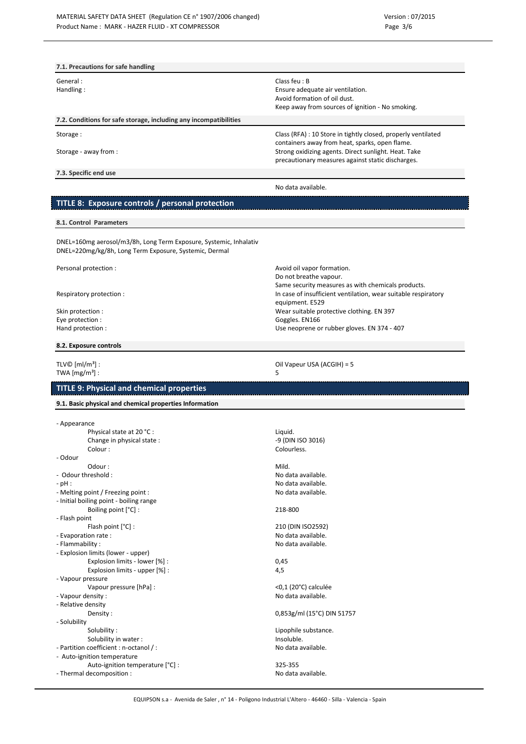#### 7.1. Precautions for safe handling

| | |
|---|---|
| General : | Class feu : B |
| Handling : | Ensure adequate air ventilation.<br>Avoid formation of oil dust.<br>Keep away from sources of ignition - No smoking. |

#### 7.2. Conditions for safe storage, including any incompatibilities

| | |
|---|---|
| Storage : | Class (RFA) : 10 Store in tightly closed, properly ventilated containers away from heat, sparks, open flame. |
| Storage - away from : | Strong oxidizing agents. Direct sunlight. Heat. Take precautionary measures against static discharges. |

#### 7.3. Specific end use

No data available.

## TITLE 8: Exposure controls / personal protection

#### 8.1. Control Parameters

DNEL=160mg aerosol/m3/8h, Long Term Exposure, Systemic, Inhalativ
DNEL=220mg/kg/8h, Long Term Exposure, Systemic, Dermal

| | |
|---|---|
| Personal protection : | Avoid oil vapor formation.<br>Do not breathe vapour.<br>Same security measures as with chemicals products. |
| Respiratory protection : | In case of insufficient ventilation, wear suitable respiratory equipment. E529 |
| Skin protection : | Wear suitable protective clothing. EN 397 |
| Eye protection : | Goggles. EN166 |
| Hand protection : | Use neoprene or rubber gloves. EN 374 - 407 |

#### 8.2. Exposure controls

| | |
|---|---|
| TLV© [ml/m³] : | Oil Vapeur USA (ACGIH) = 5 |
| TWA [mg/m³] : | 5 |

## TITLE 9: Physical and chemical properties

#### 9.1. Basic physical and chemical properties Information

| | |
|---|---|
| - Appearance | |
| Physical state at 20 °C : | Liquid. |
| Change in physical state : | -9 (DIN ISO 3016) |
| Colour : | Colourless. |
| - Odour | |
| Odour : | Mild. |
| - Odour threshold : | No data available. |
| - pH : | No data available. |
| - Melting point / Freezing point : | No data available. |
| - Initial boiling point - boiling range | |
| Boiling point [°C] : | 218-800 |
| - Flash point | |
| Flash point [°C] : | 210 (DIN ISO2592) |
| - Evaporation rate : | No data available. |
| - Flammability : | No data available. |
| - Explosion limits (lower - upper) | |
| Explosion limits - lower [%] : | 0,45 |
| Explosion limits - upper [%] : | 4,5 |
| - Vapour pressure | |
| Vapour pressure [hPa] : | <0,1 (20°C) calculée |
| - Vapour density : | No data available. |
| - Relative density | |
| Density : | 0,853g/ml (15°C) DIN 51757 |
| - Solubility | |
| Solubility : | Lipophile substance. |
| Solubility in water : | Insoluble. |
| - Partition coefficient : n-octanol / : | No data available. |
| - Auto-ignition temperature | |
| Auto-ignition temperature [°C] : | 325-355 |
| - Thermal decomposition : | No data available. |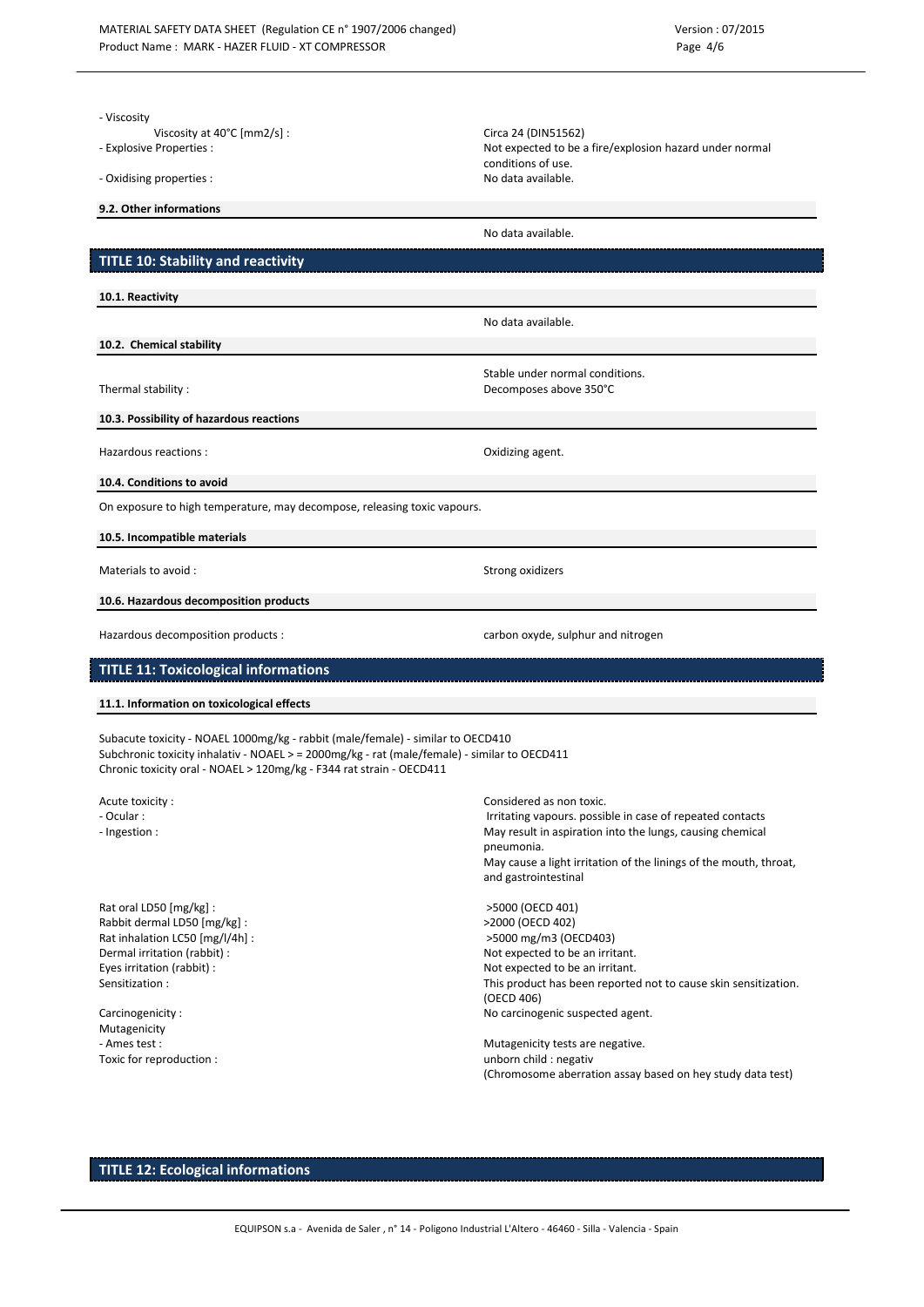- Viscosity

| | |
|---|---|
| Viscosity at 40°C [mm2/s] : | Circa 24 (DIN51562) |
| - Explosive Properties : | Not expected to be a fire/explosion hazard under normal conditions of use. |
| - Oxidising properties : | No data available. |

### 9.2. Other informations

No data available.

## TITLE 10: Stability and reactivity

### 10.1. Reactivity

No data available.

### 10.2. Chemical stability

Stable under normal conditions.

| | |
|---|---|
| Thermal stability : | Decomposes above 350°C |

### 10.3. Possibility of hazardous reactions

| | |
|---|---|
| Hazardous reactions : | Oxidizing agent. |

### 10.4. Conditions to avoid

On exposure to high temperature, may decompose, releasing toxic vapours.

### 10.5. Incompatible materials

| | |
|---|---|
| Materials to avoid : | Strong oxidizers |

### 10.6. Hazardous decomposition products

| | |
|---|---|
| Hazardous decomposition products : | carbon oxyde, sulphur and nitrogen |

## TITLE 11: Toxicological informations

### 11.1. Information on toxicological effects

Subacute toxicity - NOAEL 1000mg/kg - rabbit (male/female) - similar to OECD410
Subchronic toxicity inhalativ - NOAEL > = 2000mg/kg - rat (male/female) - similar to OECD411
Chronic toxicity oral - NOAEL > 120mg/kg - F344 rat strain - OECD411

| | |
|---|---|
| Acute toxicity : | Considered as non toxic. |
| - Ocular : | Irritating vapours. possible in case of repeated contacts |
| - Ingestion : | May result in aspiration into the lungs, causing chemical pneumonia. May cause a light irritation of the linings of the mouth, throat, and gastrointestinal |
| Rat oral LD50 [mg/kg] : | >5000 (OECD 401) |
| Rabbit dermal LD50 [mg/kg] : | >2000 (OECD 402) |
| Rat inhalation LC50 [mg/l/4h] : | >5000 mg/m3 (OECD403) |
| Dermal irritation (rabbit) : | Not expected to be an irritant. |
| Eyes irritation (rabbit) : | Not expected to be an irritant. |
| Sensitization : | This product has been reported not to cause skin sensitization. (OECD 406) |
| Carcinogenicity : | No carcinogenic suspected agent. |
| Mutagenicity | |
| - Ames test : | Mutagenicity tests are negative. |
| Toxic for reproduction : | unborn child : negativ (Chromosome aberration assay based on hey study data test) |

## TITLE 12: Ecological informations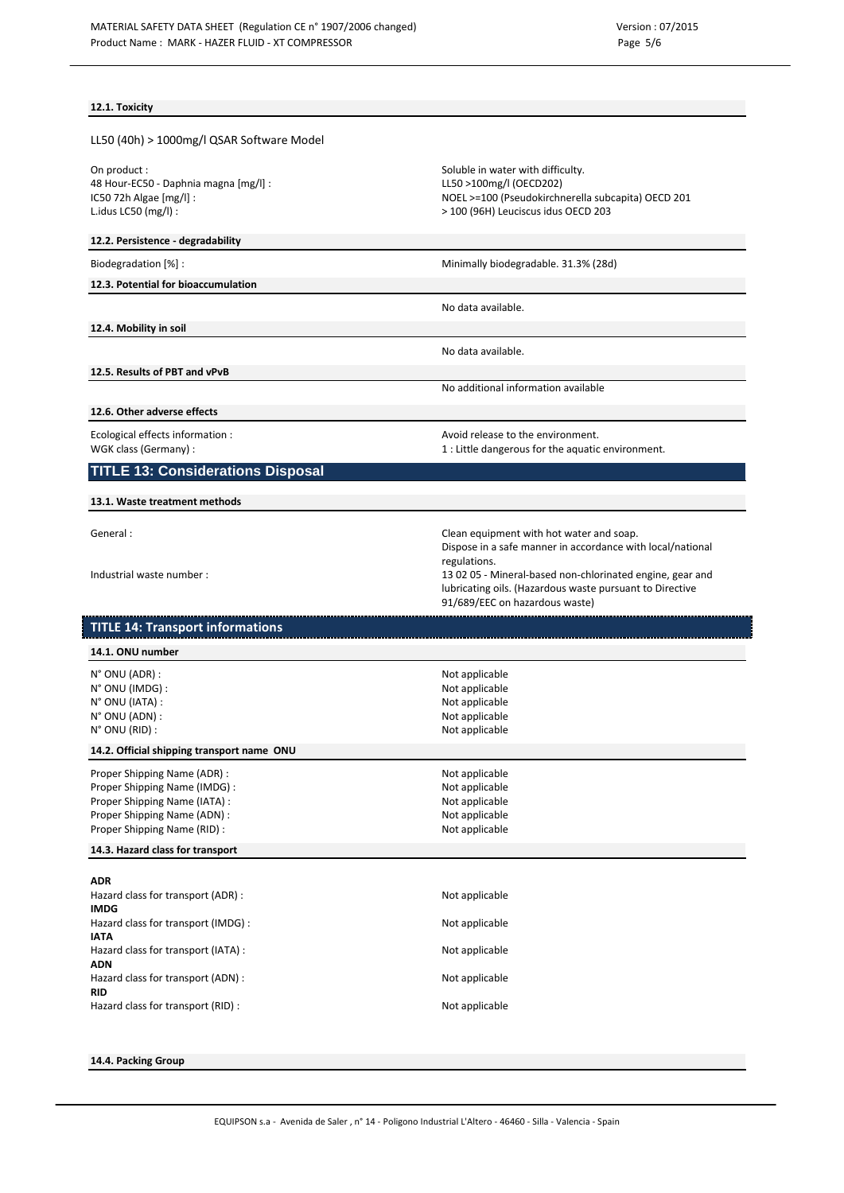### 12.1. Toxicity

LL50 (40h) > 1000mg/l QSAR Software Model

| | |
|---|---|
| On product : | Soluble in water with difficulty. |
| 48 Hour-EC50 - Daphnia magna [mg/l] : | LL50 >100mg/l (OECD202) |
| IC50 72h Algae [mg/l] : | NOEL >=100 (Pseudokirchnerella subcapita) OECD 201 |
| L.idus LC50 (mg/l) : | > 100 (96H) Leuciscus idus OECD 203 |

### 12.2. Persistence - degradability

| | |
|---|---|
| Biodegradation [%] : | Minimally biodegradable. 31.3% (28d) |

### 12.3. Potential for bioaccumulation

No data available.

### 12.4. Mobility in soil

No data available.

### 12.5. Results of PBT and vPvB

No additional information available

### 12.6. Other adverse effects

| | |
|---|---|
| Ecological effects information : | Avoid release to the environment. |
| WGK class (Germany) : | 1 : Little dangerous for the aquatic environment. |

## TITLE 13: Considerations Disposal

### 13.1. Waste treatment methods

| | |
|---|---|
| General : | Clean equipment with hot water and soap. Dispose in a safe manner in accordance with local/national regulations. |
| Industrial waste number : | 13 02 05 - Mineral-based non-chlorinated engine, gear and lubricating oils. (Hazardous waste pursuant to Directive 91/689/EEC on hazardous waste) |

## TITLE 14: Transport informations

### 14.1. ONU number

| | |
|---|---|
| N° ONU (ADR) : | Not applicable |
| N° ONU (IMDG) : | Not applicable |
| N° ONU (IATA) : | Not applicable |
| N° ONU (ADN) : | Not applicable |
| N° ONU (RID) : | Not applicable |

### 14.2. Official shipping transport name ONU

| | |
|---|---|
| Proper Shipping Name (ADR) : | Not applicable |
| Proper Shipping Name (IMDG) : | Not applicable |
| Proper Shipping Name (IATA) : | Not applicable |
| Proper Shipping Name (ADN) : | Not applicable |
| Proper Shipping Name (RID) : | Not applicable |

### 14.3. Hazard class for transport

**ADR**

Hazard class for transport (ADR) : Not applicable

**IMDG**

Hazard class for transport (IMDG) : Not applicable

**IATA**

Hazard class for transport (IATA) : Not applicable

**ADN**

Hazard class for transport (ADN) : Not applicable

**RID**

Hazard class for transport (RID) : Not applicable

### 14.4. Packing Group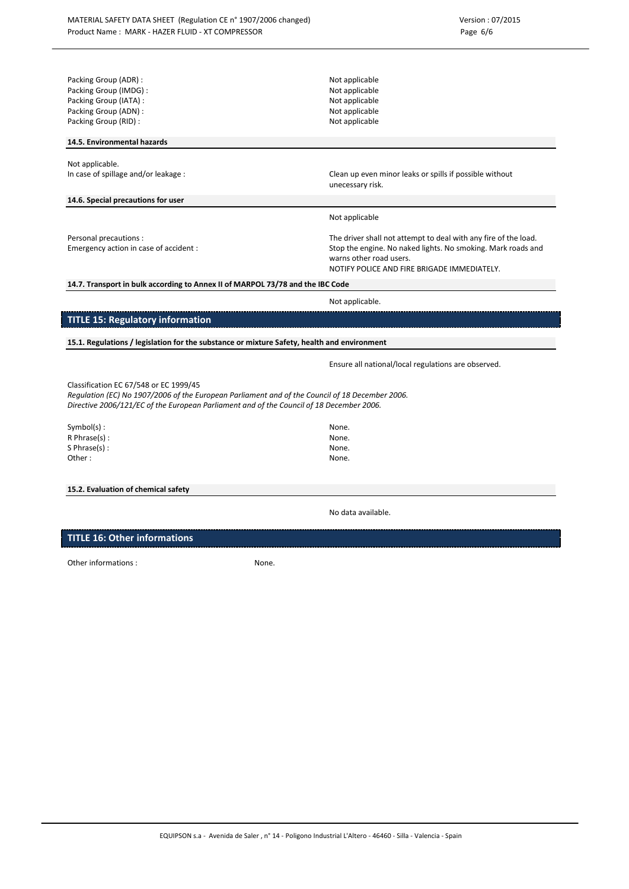Packing Group (ADR) : Not applicable
Packing Group (IMDG) : Not applicable
Packing Group (IATA) : Not applicable
Packing Group (ADN) : Not applicable
Packing Group (RID) : Not applicable

**14.5. Environmental hazards**

Not applicable.

In case of spillage and/or leakage : Clean up even minor leaks or spills if possible without unecessary risk.

**14.6. Special precautions for user**

Not applicable

Personal precautions :
Emergency action in case of accident : The driver shall not attempt to deal with any fire of the load. Stop the engine. No naked lights. No smoking. Mark roads and warns other road users.
NOTIFY POLICE AND FIRE BRIGADE IMMEDIATELY.

**14.7. Transport in bulk according to Annex II of MARPOL 73/78 and the IBC Code**

Not applicable.

## TITLE 15: Regulatory information

**15.1. Regulations / legislation for the substance or mixture Safety, health and environment**

Ensure all national/local regulations are observed.

Classification EC 67/548 or EC 1999/45

*Regulation (EC) No 1907/2006 of the European Parliament and of the Council of 18 December 2006.*
*Directive 2006/121/EC of the European Parliament and of the Council of 18 December 2006.*

Symbol(s) : None.
R Phrase(s) : None.
S Phrase(s) : None.
Other : None.

**15.2. Evaluation of chemical safety**

No data available.

## TITLE 16: Other informations

Other informations : None.